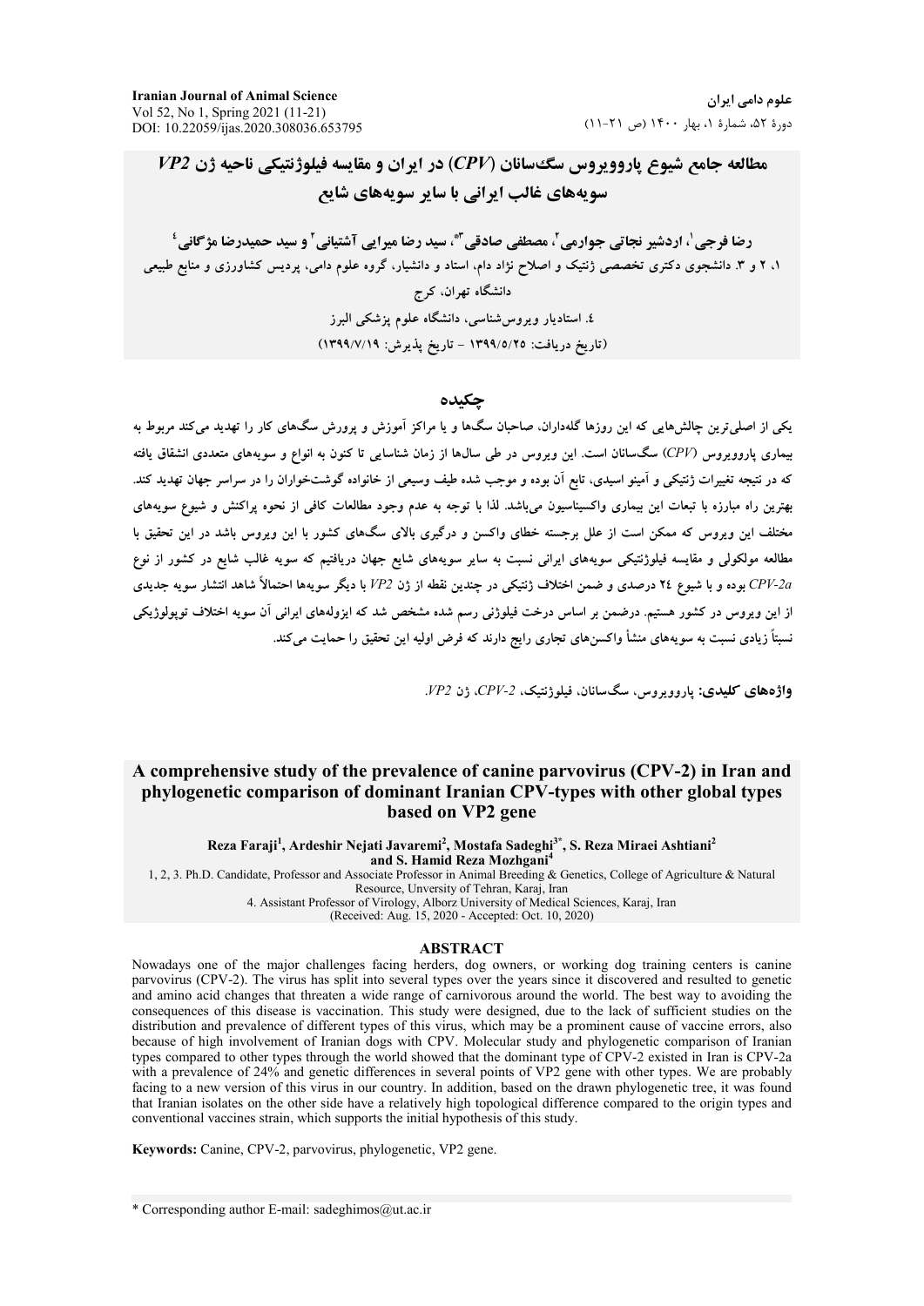# مطالعه جامع شیوع پاروویروس سگ‌سانان (*CPV*) در ایران و مقایسه فیلوژنتیکی ناحیه ژن *VP2* سویه‌های غالب ایرانی با سایر سویه‌های شایع

**رضا فرجی[1]، اردشیر نجاتی جوارمی[2]، مصطفی صادقی[3*]، سید رضا میرایی آشتیانی[2] و سید حمیدرضا مژگانی[4]**

۱، ۲ و ۳. دانشجوی دکتری تخصصی ژنتیک و اصلاح نژاد دام، استاد و دانشیار، گروه علوم دامی، پردیس کشاورزی و منابع طبیعی دانشگاه تهران، کرج

۴. استادیار ویروس‌شناسی، دانشگاه علوم پزشکی البرز

(تاریخ دریافت: ۱۳۹۹/۵/۲۵ - تاریخ پذیرش: ۱۳۹۹/۷/۱۹)

## چکیده

یکی از اصلی‌ترین چالش‌هایی که این روزها گله‌داران، صاحبان سگ‌ها و یا مراکز آموزش و پرورش سگ‌های کار را تهدید می‌کند مربوط به بیماری پاروویروس (*CPV*) سگ‌سانان است. این ویروس در طی سال‌ها از زمان شناسایی تا کنون به انواع و سویه‌های متعددی انشقاق یافته که در نتیجه تغییرات ژنتیکی و آمینو اسیدی، تابع آن بوده و موجب شده طیف وسیعی از خانواده گوشت‌خواران را در سراسر جهان تهدید کند. بهترین راه مبارزه با تبعات این بیماری واکسیناسیون می‌باشد. لذا با توجه به عدم وجود مطالعات کافی از نحوه پراکنش و شیوع سویه‌های مختلف این ویروس که ممکن است از علل برجسته خطای واکسن و درگیری بالای سگ‌های کشور با این ویروس باشد در این تحقیق با مطالعه مولکولی و مقایسه فیلوژنتیکی سویه‌های ایرانی نسبت به سایر سویه‌های شایع جهان دریافتیم که سویه غالب شایع در کشور از نوع *CPV-2a* بوده و با شیوع ۲۴ درصدی و ضمن اختلاف ژنتیکی در چندین نقطه از ژن *VP2* با دیگر سویه‌ها احتمالاً شاهد انتشار سویه جدیدی از این ویروس در کشور هستیم. درضمن بر اساس درخت فیلوژنی رسم شده مشخص شد که ایزوله‌های ایرانی آن سویه اختلاف توپولوژیکی نسبتاً زیادی نسبت به سویه‌های منشأ واکسن‌های تجاری رایج دارند که فرض اولیه این تحقیق را حمایت می‌کند.

**واژه‌های کلیدی:** پاروویروس، سگ‌سانان، فیلوژنتیک، *CPV-2*، ژن *VP2*.

# A comprehensive study of the prevalence of canine parvovirus (CPV-2) in Iran and phylogenetic comparison of dominant Iranian CPV-types with other global types based on VP2 gene

**Reza Faraji[1], Ardeshir Nejati Javaremi[2], Mostafa Sadeghi[3*], S. Reza Miraei Ashtiani[2] and S. Hamid Reza Mozhgani[4]**

1, 2, 3. Ph.D. Candidate, Professor and Associate Professor in Animal Breeding & Genetics, College of Agriculture & Natural Resource, Unversity of Tehran, Karaj, Iran

4. Assistant Professor of Virology, Alborz University of Medical Sciences, Karaj, Iran

(Received: Aug. 15, 2020 - Accepted: Oct. 10, 2020)

## ABSTRACT

Nowadays one of the major challenges facing herders, dog owners, or working dog training centers is canine parvovirus (CPV-2). The virus has split into several types over the years since it discovered and resulted to genetic and amino acid changes that threaten a wide range of carnivorous around the world. The best way to avoiding the consequences of this disease is vaccination. This study were designed, due to the lack of sufficient studies on the distribution and prevalence of different types of this virus, which may be a prominent cause of vaccine errors, also because of high involvement of Iranian dogs with CPV. Molecular study and phylogenetic comparison of Iranian types compared to other types through the world showed that the dominant type of CPV-2 existed in Iran is CPV-2a with a prevalence of 24% and genetic differences in several points of VP2 gene with other types. We are probably facing to a new version of this virus in our country. In addition, based on the drawn phylogenetic tree, it was found that Iranian isolates on the other side have a relatively high topological difference compared to the origin types and conventional vaccines strain, which supports the initial hypothesis of this study.

**Keywords:** Canine, CPV-2, parvovirus, phylogenetic, VP2 gene.

---

* Corresponding author E-mail: sadeghimos@ut.ac.ir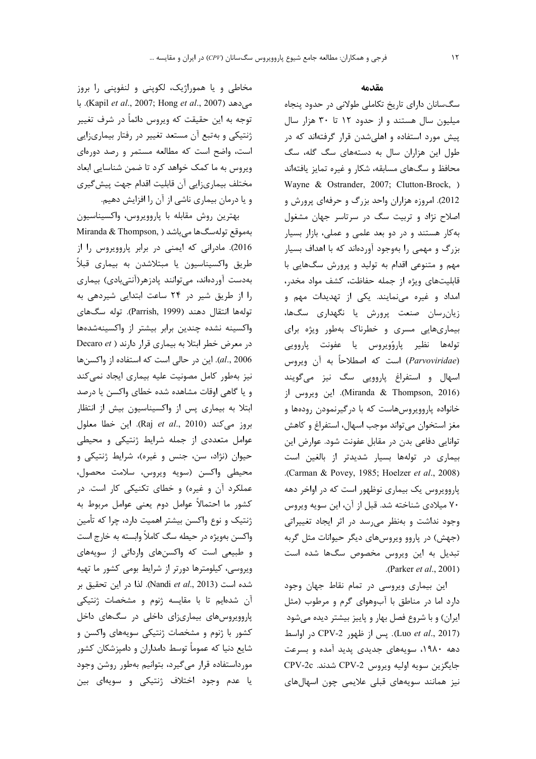## مقدمه

سگ‌سانان دارای تاریخ تکاملی طولانی در حدود پنجاه میلیون سال هستند و از حدود ۱۲ تا ۳۰ هزار سال پیش مورد استفاده و اهلی‌شدن قرار گرفته‌اند که در طول این هزاران سال به دسته‌های سگ گله، سگ محافظ و سگ‌های مسابقه، شکار و غیره تمایز یافته‌اند (Wayne & Ostrander, 2007; Clutton-Brock, 2012). امروزه هزاران واحد بزرگ و حرفه‌ای پرورش و اصلاح نژاد و تربیت سگ در سرتاسر جهان مشغول به‌کار هستند و در دو بعد علمی و عملی، بازار بسیار بزرگ و مهمی را به‌وجود آورده‌اند که با اهداف بسیار مهم و متنوعی اقدام به تولید و پرورش سگ‌هایی با قابلیت‌های ویژه از جمله حفاظت، کشف مواد مخدر، امداد و غیره می‌نمایند. یکی از تهدیدات مهم و زیان‌رسان صنعت پرورش یا نگهداری سگ‌ها، بیماری‌هایی مسری و خطرناک به‌طور ویژه برای توله‌ها نظیر پاروُویروس یا عفونت پاروویی (*Parvoviridae*) است که اصطلاحاً به آن ویروس اسهال و استفراغ پاروویی سگ نیز می‌گویند (Miranda & Thompson, 2016). این ویروس از خانواده پاروویروس‌هاست که با درگیرنمودن روده‌ها و مغز استخوان می‌تواند موجب اسهال، استفراغ و کاهش توانایی دفاعی بدن در مقابل عفونت شود. عوارض این بیماری در توله‌ها بسیار شدیدتر از بالغین است (Carman & Povey, 1985; Hoelzer *et al*., 2008). پاروویروس یک بیماری نوظهور است که در اواخر دهه ۷۰ میلادی شناخته شد. قبل از آن، این سویه ویروس وجود نداشت و به‌نظر می‌رسد در اثر ایجاد تغییراتی (جهش) در پاروو ویروس‌های دیگر حیوانات مثل گربه تبدیل به این ویروس مخصوص سگ‌ها شده است (Parker *et al*., 2001).

این بیماری ویروسی در تمام نقاط جهان وجود دارد اما در مناطق با آب‌وهوای گرم و مرطوب (مثل ایران) و با شروع فصل بهار و پاییز بیشتر دیده می‌شود (Luo *et al*., 2017). پس از ظهور CPV-2 در اواسط دهه ۱۹۸۰، سویه‌های جدیدی پدید آمده و بسرعت جایگزین سویه اولیه ویروس CPV-2 شدند. CPV-2c نیز همانند سویه‌های قبلی علایمی چون اسهال‌های مخاطی و یا هموراژیک، لکوپنی و لنفوپنی را بروز می‌دهد (Kapil *et al*., 2007; Hong *et al*., 2007). با توجه به این حقیقت که ویروس دائماً در شرف تغییر ژنتیکی و به‌تبع آن مستعد تغییر در رفتار بیماری‌زایی است، واضح است که مطالعه مستمر و رصد دوره‌ای ویروس به ما کمک خواهد کرد تا ضمن شناسایی ابعاد مختلف بیماری‌زایی آن قابلیت اقدام جهت پیش‌گیری و یا درمان بیماری ناشی از آن را افزایش دهیم.

بهترین روش مقابله با پاروویروس، واکسیناسیون به‌موقع توله‌سگ‌ها می‌باشد (Miranda & Thompson, 2016). مادرانی که ایمنی در برابر پاروویروس را از طریق واکسیناسیون یا مبتلاشدن به بیماری قبلاً به‌دست آورده‌اند، می‌توانند پادزهر(آنتی‌بادی) بیماری را از طریق شیر در ۲۴ ساعت ابتدایی شیردهی به توله‌ها انتقال دهند (Parrish, 1999). توله سگ‌های واکسینه نشده چندین برابر بیشتر از واکسینه‌شده‌ها در معرض خطر ابتلا به بیماری قرار دارند (Decaro *et al*., 2006). این در حالی است که استفاده از واکسن‌ها نیز به‌طور کامل مصونیت علیه بیماری ایجاد نمی‌کند و یا گاهی اوقات مشاهده شده خطای واکسن یا درصد ابتلا به بیماری پس از واکسیناسیون بیش از انتظار بروز می‌کند (Raj *et al*., 2010). این خطا معلول عوامل متعددی از جمله شرایط ژنتیکی و محیطی حیوان (نژاد، سن، جنس و غیره)، شرایط ژنتیکی و محیطی واکسن (سویه ویروس، سلامت محصول، عملکرد آن و غیره) و خطای تکنیکی کار است. در کشور ما احتمالاً عوامل دوم یعنی عوامل مربوط به ژنتیک و نوع واکسن بیشتر اهمیت دارد، چرا که تأمین واکسن به‌ویژه در حیطه سگ کاملاً وابسته به خارج است و طبیعی است که واکسن‌های وارداتی از سویه‌های ویروسی، کیلومترها دورتر از شرایط بومی کشور ما تهیه شده است (Nandi *et al*., 2013). لذا در این تحقیق بر آن شده‌ایم تا با مقایسه ژنوم و مشخصات ژنتیکی پاروویروس‌های بیماری‌زای داخلی در سگ‌های داخل کشور با ژنوم و مشخصات ژنتیکی سویه‌های واکسن و شایع دنیا که عموماً توسط دامداران و دامپزشکان کشور مورداستفاده قرار می‌گیرد، بتوانیم به‌طور روشن وجود یا عدم وجود اختلاف ژنتیکی و سویه‌ای بین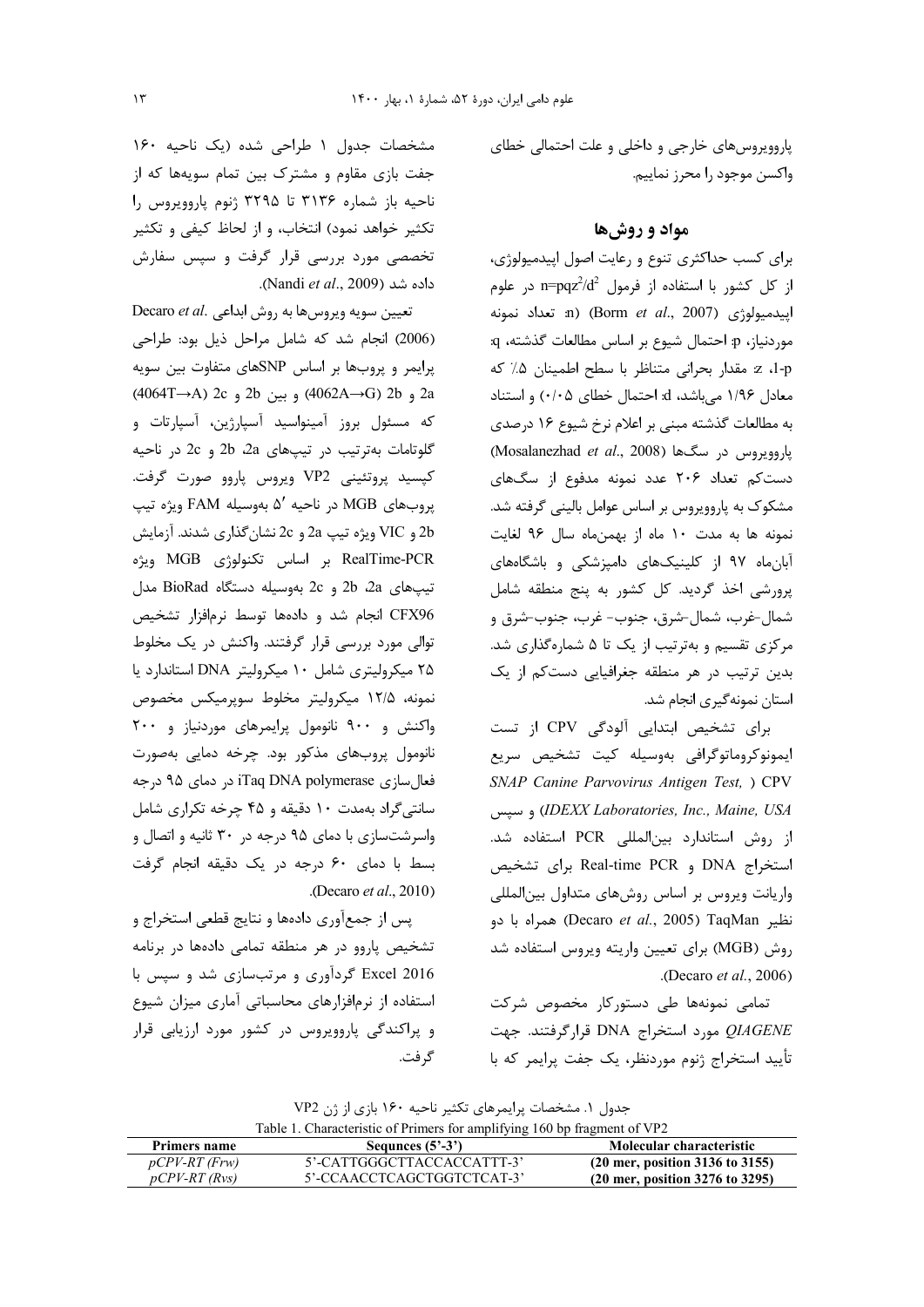پاروویروس‌های خارجی و داخلی و علت احتمالی خطای واکسن موجود را محرز نماییم.

## مواد و روش‌ها

برای کسب حداکثری تنوع و رعایت اصول اپیدمیولوژی، از کل کشور با استفاده از فرمول $n=pqz^2/d^2$ در علوم اپیدمیولوژی (Borm *et al*., 2007) (n: تعداد نمونه موردنیاز، p: احتمال شیوع بر اساس مطالعات گذشته، q: 1-p، z: مقدار بحرانی متناظر با سطح اطمینان ۵٪ که معادل ۱/۹۶ می‌باشد، d: احتمال خطای ۰/۰۵) و استناد به مطالعات گذشته مبنی بر اعلام نرخ شیوع ۱۶ درصدی پاروویروس در سگ‌ها (Mosalanezhad *et al*., 2008) دست‌کم تعداد ۲۰۶ عدد نمونه مدفوع از سگ‌های مشکوک به پاروویروس بر اساس عوامل بالینی گرفته شد. نمونه ها به مدت ۱۰ ماه از بهمن‌ماه سال ۹۶ لغایت آبان‌ماه ۹۷ از کلینیک‌های دامپزشکی و باشگاه‌های پرورشی اخذ گردید. کل کشور به پنج منطقه شامل شمال-غرب، شمال-شرق، جنوب- غرب، جنوب-شرق و مرکزی تقسیم و به‌ترتیب از یک تا ۵ شماره‌گذاری شد. بدین ترتیب در هر منطقه جغرافیایی دست‌کم از یک استان نمونه‌گیری انجام شد.

برای تشخیص ابتدایی آلودگی CPV از تست ایمونوکروماتوگرافی به‌وسیله کیت تشخیص سریع CPV (*SNAP Canine Parvovirus Antigen Test, IDEXX Laboratories, Inc., Maine, USA*) و سپس از روش استاندارد بین‌المللی PCR استفاده شد. استخراج DNA و Real-time PCR برای تشخیص واریانت ویروس بر اساس روش‌های متداول بین‌المللی نظیر TaqMan (Decaro *et al*., 2005) همراه با دو روش (MGB) برای تعیین واریته ویروس استفاده شد (Decaro *et al*., 2006).

تمامی نمونه‌ها طی دستورکار مخصوص شرکت *QIAGENE* مورد استخراج DNA قرارگرفتند. جهت تأیید استخراج ژنوم موردنظر، یک جفت پرایمر که با مشخصات جدول ۱ طراحی شده (یک ناحیه ۱۶۰ جفت بازی مقاوم و مشترک بین تمام سویه‌ها که از ناحیه باز شماره ۳۱۳۶ تا ۳۲۹۵ ژنوم پاروویروس را تکثیر خواهد نمود) انتخاب، و از لحاظ کیفی و تکثیر تخصصی مورد بررسی قرار گرفت و سپس سفارش داده شد (Nandi *et al*., 2009).

تعیین سویه ویروس‌ها به روش ابداعی .Decaro *et al* (2006) انجام شد که شامل مراحل ذیل بود: طراحی پرایمر و پروب‌ها بر اساس SNPهای متفاوت بین سویه 2a و 2b (4062A→G) و بین 2b و 2c (4064T→A) که مسئول بروز آمینواسید آسپارژین، آسپارتات و گلوتامات به‌ترتیب در تیپ‌های 2a، 2b و 2c در ناحیه کپسید پروتئینی VP2 ویروس پاروو صورت گرفت. پروب‌های MGB در ناحیه ′5 به‌وسیله FAM ویژه تیپ 2b و VIC ویژه تیپ 2a و 2c نشان‌گذاری شدند. آزمایش RealTime-PCR بر اساس تکنولوژی MGB ویژه تیپ‌های 2a، 2b و 2c به‌وسیله دستگاه BioRad مدل CFX96 انجام شد و داده‌ها توسط نرم‌افزار تشخیص توالی مورد بررسی قرار گرفتند. واکنش در یک مخلوط ۲۵ میکرولیتری شامل ۱۰ میکرولیتر DNA استاندارد یا نمونه، ۱۲/۵ میکرولیتر مخلوط سوپرمیکس مخصوص واکنش و ۹۰۰ نانومول پرایمرهای موردنیاز و ۲۰۰ نانومول پروب‌های مذکور بود. چرخه دمایی به‌صورت فعال‌سازی iTaq DNA polymerase در دمای ۹۵ درجه سانتی‌گراد به‌مدت ۱۰ دقیقه و ۴۵ چرخه تکراری شامل واسرشت‌سازی با دمای ۹۵ درجه در ۳۰ ثانیه و اتصال و بسط با دمای ۶۰ درجه در یک دقیقه انجام گرفت (Decaro *et al*., 2010).

پس از جمع‌آوری داده‌ها و نتایج قطعی استخراج و تشخیص پاروو در هر منطقه تمامی داده‌ها در برنامه Excel 2016 گردآوری و مرتب‌سازی شد و سپس با استفاده از نرم‌افزارهای محاسباتی آماری میزان شیوع و پراکندگی پاروویروس در کشور مورد ارزیابی قرار گرفت.

جدول ۱. مشخصات پرایمرهای تکثیر ناحیه ۱۶۰ بازی از ژن VP2

Table 1. Characteristic of Primers for amplifying 160 bp fragment of VP2

| Primers name | Sequnces (5'-3') | Molecular characteristic |
|---|---|---|
| *pCPV-RT (Frw)* | 5'-CATTGGGCTTACCACCATTT-3' | (20 mer, position 3136 to 3155) |
| *pCPV-RT (Rvs)* | 5'-CCAACCTCAGCTGGTCTCAT-3' | (20 mer, position 3276 to 3295) |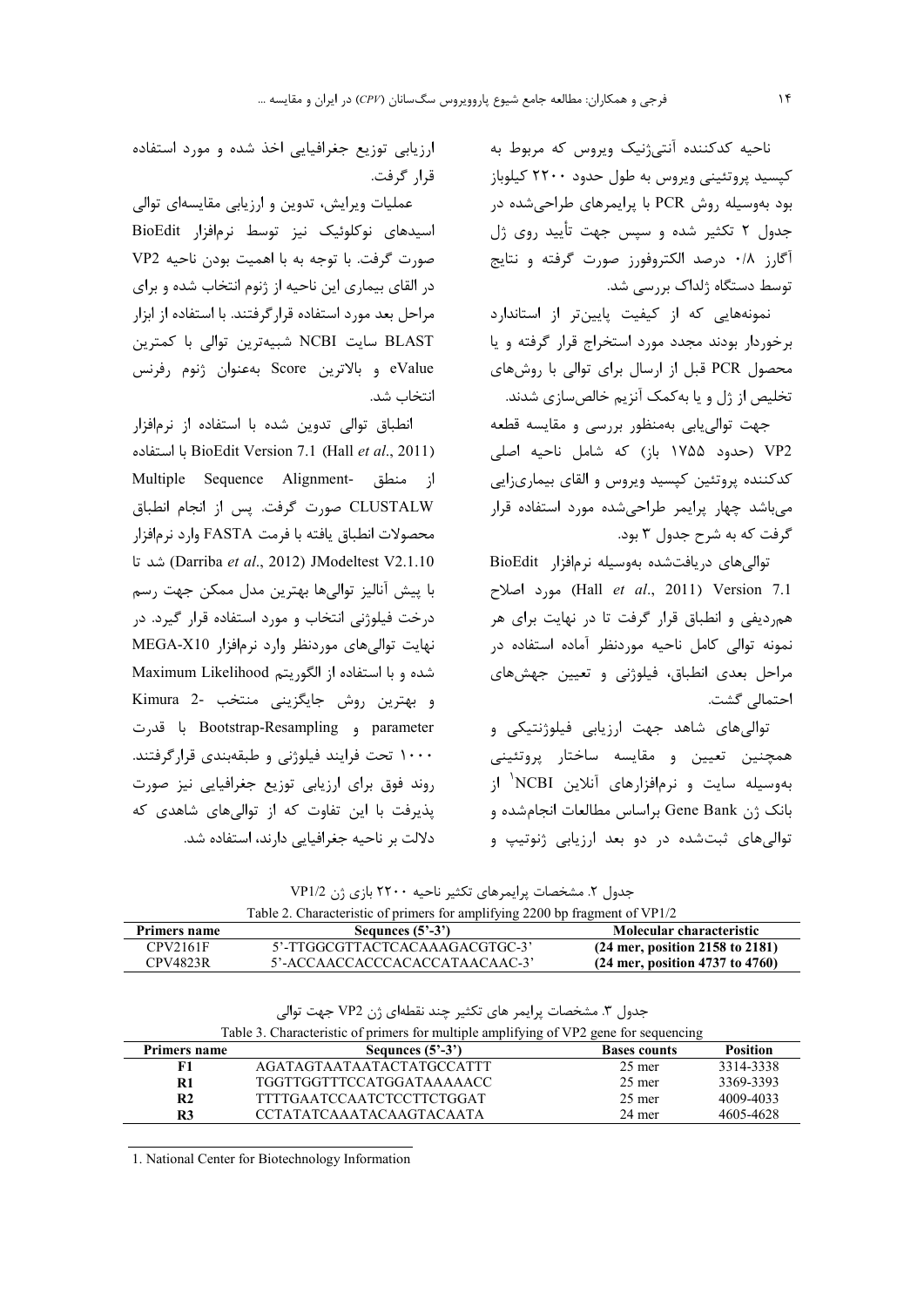ناحیه کدکننده آنتی‌ژنیک ویروس که مربوط به کپسید پروتئینی ویروس به طول حدود ۲۲۰۰ کیلوباز بود به‌وسیله روش PCR با پرایمرهای طراحی‌شده در جدول ۲ تکثیر شده و سپس جهت تأیید روی ژل آگارز ۰/۸ درصد الکتروفورز صورت گرفته و نتایج توسط دستگاه ژلداک بررسی شد.

نمونه‌هایی که از کیفیت پایین‌تر از استاندارد برخوردار بودند مجدد مورد استخراج قرار گرفته و یا محصول PCR قبل از ارسال برای توالی با روش‌های تخلیص از ژل و یا به‌کمک آنزیم خالص‌سازی شدند.

جهت توالی‌یابی به‌منظور بررسی و مقایسه قطعه VP2 (حدود ۱۷۵۵ باز) که شامل ناحیه اصلی کدکننده پروتئین کپسید ویروس و القای بیماری‌زایی می‌باشد چهار پرایمر طراحی‌شده مورد استفاده قرار گرفت که به شرح جدول ۳ بود.

توالی‌های دریافت‌شده به‌وسیله نرم‌افزار BioEdit Version 7.1 (Hall *et al*., 2011) مورد اصلاح هم‌ردیفی و انطباق قرار گرفت تا در نهایت برای هر نمونه توالی کامل ناحیه موردنظر آماده استفاده در مراحل بعدی انطباق، فیلوژنی و تعیین جهش‌های احتمالی گشت.

توالی‌های شاهد جهت ارزیابی فیلوژنتیکی و همچنین تعیین و مقایسه ساختار پروتئینی به‌وسیله سایت و نرم‌افزارهای آنلاین NCBI[1] از بانک ژن Gene Bank براساس مطالعات انجام‌شده و توالی‌های ثبت‌شده در دو بعد ارزیابی ژنوتیپ و ارزیابی توزیع جغرافیایی اخذ شده و مورد استفاده قرار گرفت.

عملیات ویرایش، تدوین و ارزیابی مقایسه‌ای توالی اسیدهای نوکلوئیک نیز توسط نرم‌افزار BioEdit صورت گرفت. با توجه به با اهمیت بودن ناحیه VP2 در القای بیماری این ناحیه از ژنوم انتخاب شده و برای مراحل بعد مورد استفاده قرارگرفتند. با استفاده از ابزار BLAST سایت NCBI شبیه‌ترین توالی با کمترین eValue و بالاترین Score به‌عنوان ژنوم رفرنس انتخاب شد.

انطباق توالی تدوین شده با استفاده از نرم‌افزار BioEdit Version 7.1 (Hall *et al*., 2011) با استفاده از منطق Multiple Sequence Alignment- CLUSTALW صورت گرفت. پس از انجام انطباق محصولات انطباق یافته با فرمت FASTA وارد نرم‌افزار JModeltest V2.1.10 (Darriba *et al*., 2012) شد تا با پیش آنالیز توالی‌ها بهترین مدل ممکن جهت رسم درخت فیلوژنی انتخاب و مورد استفاده قرار گیرد. در نهایت توالی‌های موردنظر وارد نرم‌افزار MEGA-X10 شده و با استفاده از الگوریتم Maximum Likelihood و بهترین روش جایگزینی منتخب Kimura 2-parameter و Bootstrap-Resampling با قدرت ۱۰۰۰ تحت فرایند فیلوژنی و طبقه‌بندی قرارگرفتند. روند فوق برای ارزیابی توزیع جغرافیایی نیز صورت پذیرفت با این تفاوت که از توالی‌های شاهدی که دلالت بر ناحیه جغرافیایی دارند، استفاده شد.

جدول ۲. مشخصات پرایمرهای تکثیر ناحیه ۲۲۰۰ بازی ژن VP1/2

Table 2. Characteristic of primers for amplifying 2200 bp fragment of VP1/2

| Primers name | Sequnces (5'-3') | Molecular characteristic |
| --- | --- | --- |
| CPV2161F | 5'-TTGGCGTTACTCACAAAGACGTGC-3' | **(24 mer, position 2158 to 2181)** |
| CPV4823R | 5'-ACCAACCACCCACACCATAACAAC-3' | **(24 mer, position 4737 to 4760)** |

جدول ۳. مشخصات پرایمر های تکثیر چند نقطه‌ای ژن VP2 جهت توالی

Table 3. Characteristic of primers for multiple amplifying of VP2 gene for sequencing

| Primers name | Sequnces (5'-3') | Bases counts | Position |
| --- | --- | --- | --- |
| **F1** | AGATAGTAATAATACTATGCCATTT | 25 mer | 3314-3338 |
| **R1** | TGGTTGGTTTCCATGGATAAAAACC | 25 mer | 3369-3393 |
| **R2** | TTTTGAATCCAATCTCCTTCTGGAT | 25 mer | 4009-4033 |
| **R3** | CCTATATCAAATACAAGTACAATA | 24 mer | 4605-4628 |

1. National Center for Biotechnology Information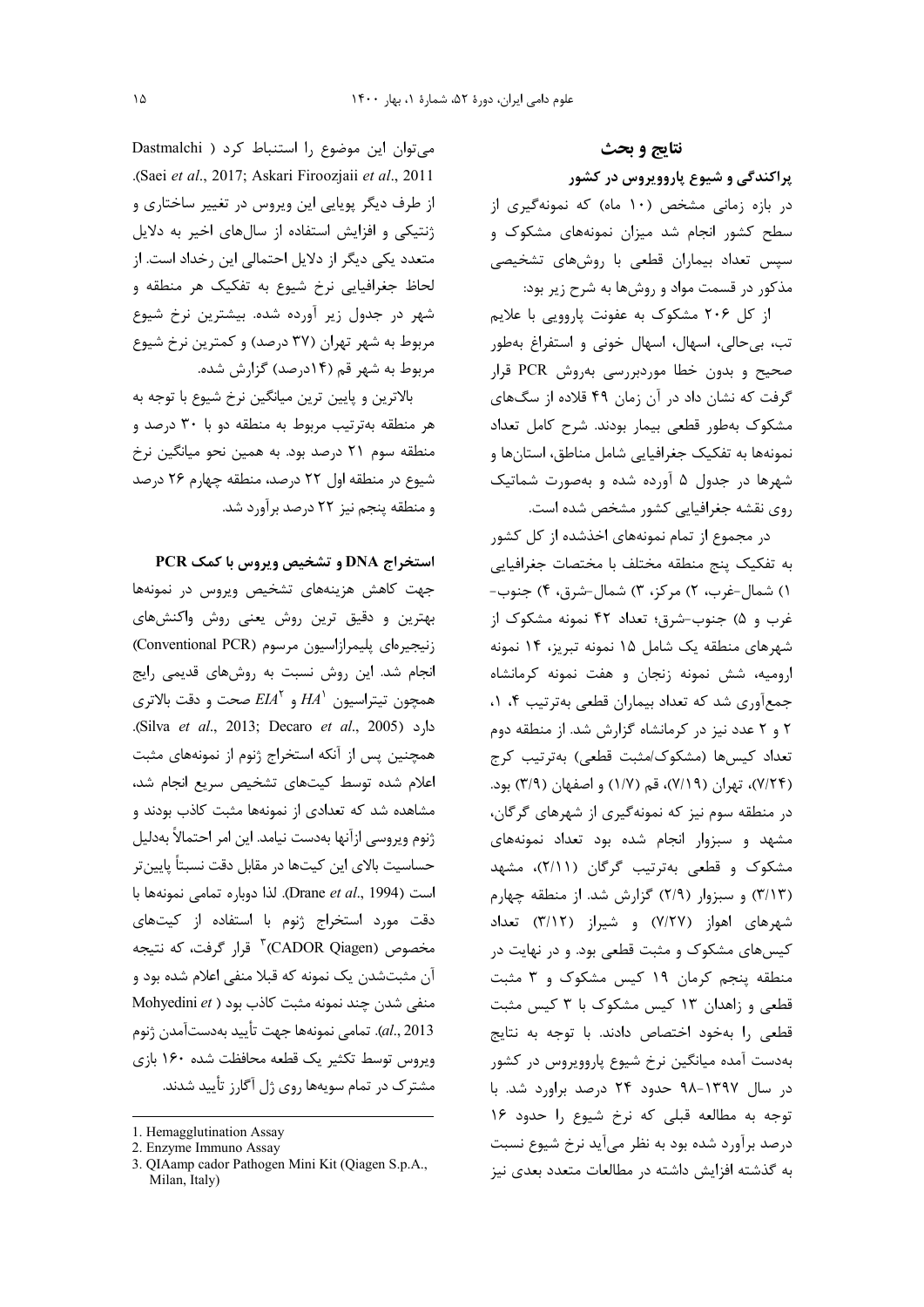## نتایج و بحث

### پراکندگی و شیوع پارووویروس در کشور

در بازه زمانی مشخص (۱۰ ماه) که نمونه‌گیری از سطح کشور انجام شد میزان نمونه‌های مشکوک و سپس تعداد بیماران قطعی با روش‌های تشخیصی مذکور در قسمت مواد و روش‌ها به شرح زیر بود:

از کل ۲۰۶ مشکوک به عفونت پارویی با علایم تب، بی‌حالی، اسهال، اسهال خونی و استفراغ به‌طور صحیح و بدون خطا موردبررسی به‌روش PCR قرار گرفت که نشان داد در آن زمان ۴۹ قلاده از سگ‌های مشکوک به‌طور قطعی بیمار بودند. شرح کامل تعداد نمونه‌ها به تفکیک جغرافیایی شامل مناطق، استان‌ها و شهرها در جدول ۵ آورده شده و به‌صورت شماتیک روی نقشه جغرافیایی کشور مشخص شده است.

در مجموع از تمام نمونه‌های اخذشده از کل کشور به تفکیک پنج منطقه مختلف با مختصات جغرافیایی ۱) شمال-غرب، ۲) مرکز، ۳) شمال-شرق، ۴) جنوب-غرب و ۵) جنوب-شرق؛ تعداد ۴۲ نمونه مشکوک از شهرهای منطقه یک شامل ۱۵ نمونه تبریز، ۱۴ نمونه ارومیه، شش نمونه زنجان و هفت نمونه کرمانشاه جمع‌آوری شد که تعداد بیماران قطعی به‌ترتیب ۴، ۱، ۲ و ۲ عدد نیز در کرمانشاه گزارش شد. از منطقه دوم تعداد کیس‌ها (مشکوک/مثبت قطعی) به‌ترتیب کرج (۷/۲۴)، تهران (۷/۱۹)، قم (۱/۷) و اصفهان (۳/۹) بود. در منطقه سوم نیز که نمونه‌گیری از شهرهای گرگان، مشهد و سبزوار انجام شده بود تعداد نمونه‌های مشکوک و قطعی به‌ترتیب گرگان (۲/۱۱)، مشهد (۳/۱۳) و سبزوار (۲/۹) گزارش شد. از منطقه چهارم شهرهای اهواز (۷/۲۷) و شیراز (۳/۱۲) تعداد کیس‌های مشکوک و مثبت قطعی بود. و در نهایت در منطقه پنجم کرمان ۱۹ کیس مشکوک و ۳ مثبت قطعی و زاهدان ۱۳ کیس مشکوک با ۳ کیس مثبت قطعی را به‌خود اختصاص دادند. با توجه به نتایج به‌دست آمده میانگین نرخ شیوع پارووویروس در کشور در سال ۱۳۹۷-۹۸ حدود ۲۴ درصد براورد شد. با توجه به مطالعه قبلی که نرخ شیوع را حدود ۱۶ درصد برآورد شده بود به نظر می‌آید نرخ شیوع نسبت به گذشته افزایش داشته در مطالعات متعدد بعدی نیز می‌توان این موضوع را استنباط کرد (Dastmalchi Saei *et al*., 2017; Askari Firoozjaii *et al*., 2011). از طرف دیگر پویایی این ویروس در تغییر ساختاری و ژنتیکی و افزایش استفاده از سال‌های اخیر به دلایل متعدد یکی دیگر از دلایل احتمالی این رخداد است. از لحاظ جغرافیایی نرخ شیوع به تفکیک هر منطقه و شهر در جدول زیر آورده شده. بیشترین نرخ شیوع مربوط به شهر تهران (۳۷ درصد) و کمترین نرخ شیوع مربوط به شهر قم (۱۴درصد) گزارش شده.

بالاترین و پایین ترین میانگین نرخ شیوع با توجه به هر منطقه به‌ترتیب مربوط به منطقه دو با ۳۰ درصد و منطقه سوم ۲۱ درصد بود. به همین نحو میانگین نرخ شیوع در منطقه اول ۲۲ درصد، منطقه چهارم ۲۶ درصد و منطقه پنجم نیز ۲۲ درصد برآورد شد.

### استخراج DNA و تشخیص ویروس با کمک PCR

جهت کاهش هزینه‌های تشخیص ویروس در نمونه‌ها بهترین و دقیق ترین روش یعنی روش واکنش‌های زنجیره‌ای پلیمرازاسیون مرسوم (Conventional PCR) انجام شد. این روش نسبت به روش‌های قدیمی رایج همچون تیتراسیون $HA$[1] و $EIA$[2] صحت و دقت بالاتری دارد (Silva *et al*., 2013; Decaro *et al*., 2005). همچنین پس از آنکه استخراج ژنوم از نمونه‌های مثبت اعلام شده توسط کیت‌های تشخیص سریع انجام شد، مشاهده شد که تعدادی از نمونه‌ها مثبت کاذب بودند و ژنوم ویروسی ازآنها به‌دست نیامد. این امر احتمالاً به‌دلیل حساسیت بالای این کیت‌ها در مقابل دقت نسبتاً پایین‌تر است (Drane *et al*., 1994). لذا دوباره تمامی نمونه‌ها با دقت مورد استخراج ژنوم با استفاده از کیت‌های مخصوص (CADOR Qiagen)[3] قرار گرفت، که نتیجه آن مثبت‌شدن یک نمونه که قبلا منفی اعلام شده بود و منفی شدن چند نمونه مثبت کاذب بود (Mohyedini *et al*., 2013). تمامی نمونه‌ها جهت تأیید به‌دست‌آمدن ژنوم ویروس توسط تکثیر یک قطعه محافظت شده ۱۶۰ بازی مشترک در تمام سویه‌ها روی ژل آگارز تأیید شدند.

---

1. Hemagglutination Assay
2. Enzyme Immuno Assay
3. QIAamp cador Pathogen Mini Kit (Qiagen S.p.A., Milan, Italy)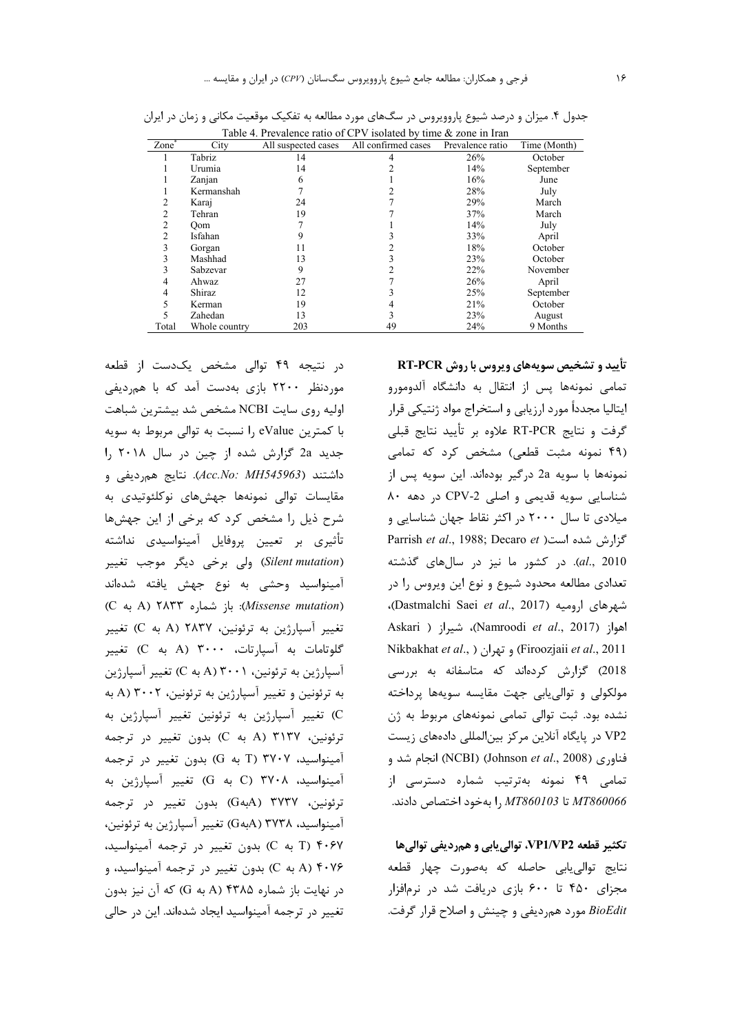جدول ۴. میزان و درصد شیوع پاروویروس در سگ‌های مورد مطالعه به تفکیک موقعیت مکانی و زمان در ایران

Table 4. Prevalence ratio of CPV isolated by time & zone in Iran

| Zone* | City | All suspected cases | All confirmed cases | Prevalence ratio | Time (Month) |
|---|---|---|---|---|---|
| 1 | Tabriz | 14 | 4 | 26% | October |
| 1 | Urumia | 14 | 2 | 14% | September |
| 1 | Zanjan | 6 | 1 | 16% | June |
| 1 | Kermanshah | 7 | 2 | 28% | July |
| 2 | Karaj | 24 | 7 | 29% | March |
| 2 | Tehran | 19 | 7 | 37% | March |
| 2 | Qom | 7 | 1 | 14% | July |
| 2 | Isfahan | 9 | 3 | 33% | April |
| 3 | Gorgan | 11 | 2 | 18% | October |
| 3 | Mashhad | 13 | 3 | 23% | October |
| 3 | Sabzevar | 9 | 2 | 22% | November |
| 4 | Ahwaz | 27 | 7 | 26% | April |
| 4 | Shiraz | 12 | 3 | 25% | September |
| 5 | Kerman | 19 | 4 | 21% | October |
| 5 | Zahedan | 13 | 3 | 23% | August |
| Total | Whole country | 203 | 49 | 24% | 9 Months |

### تأیید و تشخیص سویه‌های ویروس با روش RT-PCR

تمامی نمونه‌ها پس از انتقال به دانشگاه آلدومورو ایتالیا مجدداً مورد ارزیابی و استخراج مواد ژنتیکی قرار گرفت و نتایج RT-PCR علاوه بر تأیید نتایج قبلی (۴۹ نمونه مثبت قطعی) مشخص کرد که تمامی نمونه‌ها با سویه 2a درگیر بوده‌اند. این سویه پس از شناسایی سویه قدیمی و اصلی CPV-2 در دهه ۸۰ میلادی تا سال ۲۰۰۰ در اکثر نقاط جهان شناسایی و گزارش شده است(Parrish *et al*., 1988; Decaro *et al*., 2010). در کشور ما نیز در سال‌های گذشته تعدادی مطالعه محدود شیوع و نوع این ویروس را در شهرهای ارومیه (Dastmalchi Saei *et al*., 2017)، اهواز (Namroodi *et al*., 2017)، شیراز ( Askari Nikbakhat *et al*., ) و تهران (Firoozjaii *et al*., 2011 2018) گزارش کرده‌اند که متاسفانه به بررسی مولکولی و توالی‌یابی جهت مقایسه سویه‌ها پرداخته نشده بود. ثبت توالی تمامی نمونه‌های مربوط به ژن VP2 در پایگاه آنلاین مرکز بین‌المللی داده‌های زیست فناوری (NCBI) (Johnson *et al*., 2008) انجام شد و تمامی ۴۹ نمونه به‌ترتیب شماره دسترسی از *MT860066* تا *MT860103* را به‌خود اختصاص دادند.

### تکثیر قطعه VP1/VP2، توالی‌یابی و هم‌ردیفی توالی‌ها

نتایج توالی‌یابی حاصله که به‌صورت چهار قطعه مجزای ۴۵۰ تا ۶۰۰ بازی دریافت شد در نرم‌افزار *BioEdit* مورد هم‌ردیفی و چینش و اصلاح قرار گرفت.

در نتیجه ۴۹ توالی مشخص یک‌دست از قطعه موردنظر ۲۲۰۰ بازی به‌دست آمد که با هم‌ردیفی اولیه روی سایت NCBI مشخص شد بیشترین شباهت با کمترین eValue را نسبت به توالی مربوط به سویه جدید 2a گزارش شده از چین در سال ۲۰۱۸ را داشتند (*Acc.No: MH545963*). نتایج هم‌ردیفی و مقایسات توالی نمونه‌ها جهش‌های نوکلئوتیدی به شرح ذیل را مشخص کرد که برخی از این جهش‌ها تأثیری بر تعیین پروفایل آمینواسیدی نداشته (*Silent mutation*) ولی برخی دیگر موجب تغییر آمینواسید وحشی به نوع جهش یافته شده‌اند (*Missense mutation*): باز شماره ۲۸۳۳ (A به C) تغییر آسپارژین به ترئونین، ۲۸۳۷ (A به C) تغییر گلوتامات به آسپارتات، ۳۰۰۰ (A به C) تغییر آسپارژین به ترئونین، ۳۰۰۱ (A به C) تغییر آسپارژین به ترئونین و تغییر آسپارژین به ترئونین، ۳۰۰۲ (A به C) تغییر آسپارژین به ترئونین تغییر آسپارژین به ترئونین، ۳۱۳۷ (A به C) بدون تغییر در ترجمه آمینواسید، ۳۷۰۷ (T به G) بدون تغییر در ترجمه آمینواسید، ۳۷۰۸ (C به G) تغییر آسپارژین به ترئونین، ۳۷۳۷ (AبهG) بدون تغییر در ترجمه آمینواسید، ۳۷۳۸ (AبهG) تغییر آسپارژین به ترئونین، ۴۰۶۷ (T به C) بدون تغییر در ترجمه آمینواسید، ۴۰۷۶ (A به C) بدون تغییر در ترجمه آمینواسید، و در نهایت باز شماره ۴۳۸۵ (A به G) که آن نیز بدون تغییر در ترجمه آمینواسید ایجاد شده‌اند. این در حالی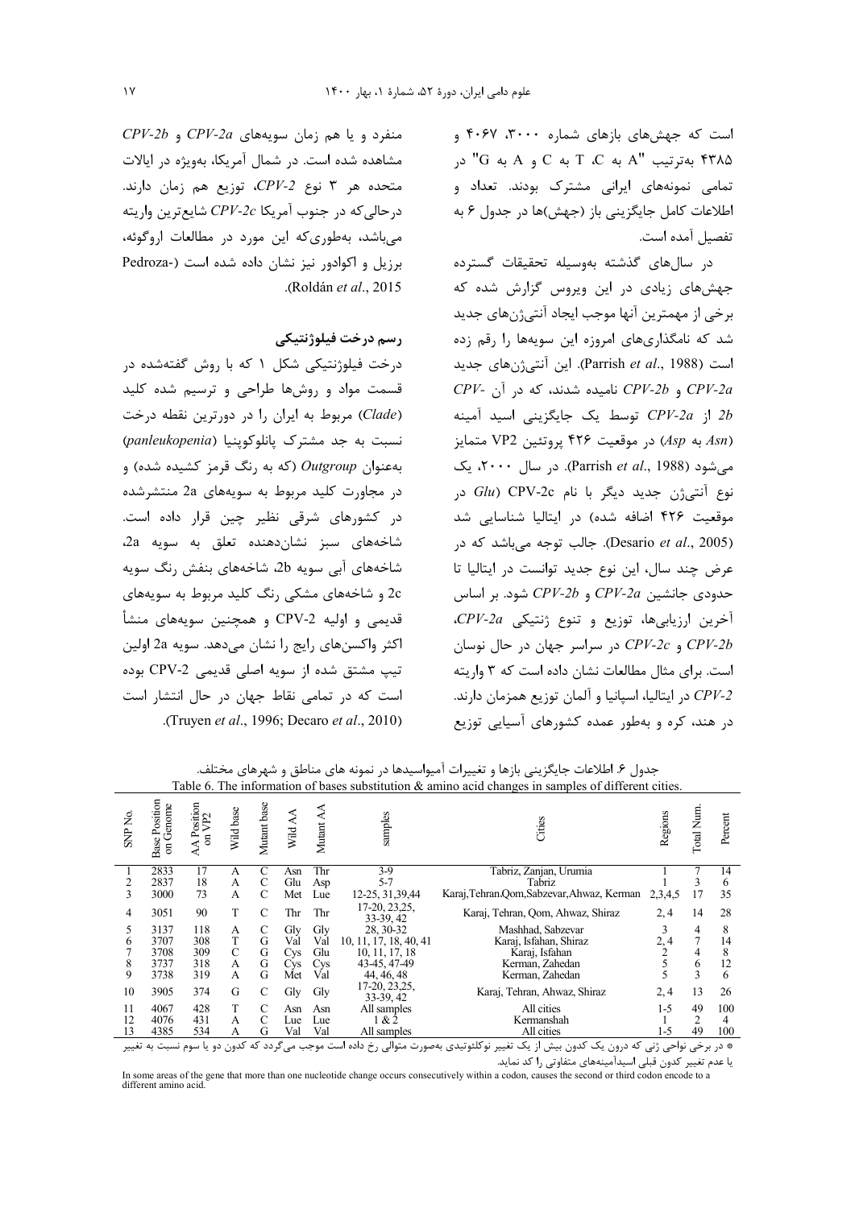است که جهش‌های بازهای شماره ۳۰۰۰، ۴۰۶۷ و ۴۳۸۵ به‌ترتیب "A به C، T به C و A به G" در تمامی نمونه‌های ایرانی مشترک بودند. تعداد و اطلاعات کامل جایگزینی باز (جهش)ها در جدول ۶ به تفصیل آمده است.

در سال‌های گذشته به‌وسیله تحقیقات گسترده جهش‌های زیادی در این ویروس گزارش شده که برخی از مهمترین آنها موجب ایجاد آنتی‌ژن‌های جدید شد که نامگذاری‌های امروزه این سویه‌ها را رقم زده است (Parrish *et al*., 1988). این آنتی‌ژن‌های جدید *CPV-2a* و *CPV-2b* نامیده شدند، که در آن *CPV-2b* از *CPV-2a* توسط یک جایگزینی اسید آمینه (*Asn* به *Asp*) در موقعیت ۴۲۶ پروتئین VP2 متمایز می‌شود (Parrish *et al*., 1988). در سال ۲۰۰۰، یک نوع آنتی‌ژن جدید دیگر با نام CPV-2c (*Glu* در موقعیت ۴۲۶ اضافه شده) در ایتالیا شناسایی شد (Desario *et al*., 2005). جالب توجه می‌باشد که در عرض چند سال، این نوع جدید توانست در ایتالیا تا حدودی جانشین *CPV-2a* و *CPV-2b* شود. بر اساس آخرین ارزیابی‌ها، توزیع و تنوع ژنتیکی *CPV-2a*، *CPV-2b* و *CPV-2c* در سراسر جهان در حال نوسان است. برای مثال مطالعات نشان داده است که ۳ واریته *CPV-2* در ایتالیا، اسپانیا و آلمان توزیع همزمان دارند. در هند، کره و به‌طور عمده کشورهای آسیایی توزیع منفرد و یا هم زمان سویه‌های *CPV-2a* و *CPV-2b* مشاهده شده است. در شمال آمریکا، به‌ویژه در ایالات متحده هر ۳ نوع *CPV-2*، توزیع هم زمان دارند. درحالی‌که در جنوب آمریکا *CPV-2c* شایع‌ترین واریته می‌باشد، به‌طوری‌که این مورد در مطالعات اروگوئه، برزیل و اکوادور نیز نشان داده شده است (Pedroza-Roldán *et al*., 2015).

## رسم درخت فیلوژنتیکی

درخت فیلوژنتیکی شکل ۱ که با روش گفته‌شده در قسمت مواد و روش‌ها طراحی و ترسیم شده کلید (*Clade*) مربوط به ایران را در دورترین نقطه درخت نسبت به جد مشترک پانلوکوپنیا (*panleukopenia*) به‌عنوان *Outgroup* (که به رنگ قرمز کشیده شده) و در مجاورت کلید مربوط به سویه‌های 2a منتشرشده در کشورهای شرقی نظیر چین قرار داده است. شاخه‌های سبز نشان‌دهنده تعلق به سویه 2a، شاخه‌های آبی سویه 2b، شاخه‌های بنفش رنگ سویه 2c و شاخه‌های مشکی رنگ کلید مربوط به سویه‌های قدیمی و اولیه CPV-2 و همچنین سویه‌های منشأ اکثر واکسن‌های رایج را نشان می‌دهد. سویه 2a اولین تیپ مشتق شده از سویه اصلی قدیمی CPV-2 بوده است که در تمامی نقاط جهان در حال انتشار است (Truyen *et al*., 1996; Decaro *et al*., 2010).

جدول ۶. اطلاعات جایگزینی بازها و تغییرات آمیواسیدها در نمونه های مناطق و شهرهای مختلف.
Table 6. The information of bases substitution & amino acid changes in samples of different cities.

| SNP No. | Base Position on Genome | AA Position on VP2 | Wild base | Mutant base | Wild AA | Mutant AA | samples | Cities | Regions | Total Num. | Percent |
|---|---|---|---|---|---|---|---|---|---|---|---|
| 1 | 2833 | 17 | A | C | Asn | Thr | 3-9 | Tabriz, Zanjan, Urumia | 1 | 7 | 14 |
| 2 | 2837 | 18 | A | C | Glu | Asp | 5-7 | Tabriz | 1 | 3 | 6 |
| 3 | 3000 | 73 | A | C | Met | Lue | 12-25, 31,39,44 | Karaj,Tehran.Qom,Sabzevar,Ahwaz, Kerman | 2,3,4,5 | 17 | 35 |
| 4 | 3051 | 90 | T | C | Thr | Thr | 17-20, 23,25, 33-39, 42 | Karaj, Tehran, Qom, Ahwaz, Shiraz | 2, 4 | 14 | 28 |
| 5 | 3137 | 118 | A | C | Gly | Gly | 28, 30-32 | Mashhad, Sabzevar | 3 | 4 | 8 |
| 6 | 3707 | 308 | T | G | Val | Val | 10, 11, 17, 18, 40, 41 | Karaj, Isfahan, Shiraz | 2, 4 | 7 | 14 |
| 7 | 3708 | 309 | C | G | Cys | Glu | 10, 11, 17, 18 | Karaj, Isfahan | 2 | 4 | 8 |
| 8 | 3737 | 318 | A | G | Cys | Cys | 43-45, 47-49 | Kerman, Zahedan | 5 | 6 | 12 |
| 9 | 3738 | 319 | A | G | Met | Val | 44, 46, 48 | Kerman, Zahedan | 5 | 3 | 6 |
| 10 | 3905 | 374 | G | C | Gly | Gly | 17-20, 23,25, 33-39, 42 | Karaj, Tehran, Ahwaz, Shiraz | 2, 4 | 13 | 26 |
| 11 | 4067 | 428 | T | C | Asn | Asn | All samples | All cities | 1-5 | 49 | 100 |
| 12 | 4076 | 431 | A | C | Lue | Lue | 1 & 2 | Kermanshah | 1 | 2 | 4 |
| 13 | 4385 | 534 | A | G | Val | Val | All samples | All cities | 1-5 | 49 | 100 |

* در برخی نواحی ژنی که درون یک کدون بیش از یک تغییر نوکلئوتیدی به‌صورت متوالی رخ داده است موجب می‌گردد که کدون دو یا سوم نسبت به تغییر یا عدم تغییر کدون قبلی اسیدآمینه‌های متفاوتی را کد نماید.

In some areas of the gene that more than one nucleotide change occurs consecutively within a codon, causes the second or third codon encode to a different amino acid.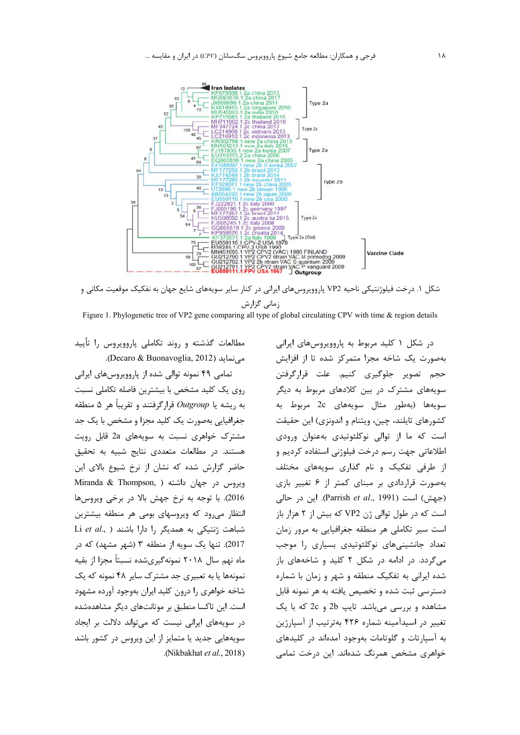شکل ۱. درخت فیلوژنتیکی ناحیه VP2 پارووویروس‌های ایرانی در کنار سایر سویه‌های شایع جهان به تفکیک موقعیت مکانی و زمانی گزارش

Figure 1. Phylogenetic tree of VP2 gene comparing all type of global circulating CPV with time & region details

در شکل ۱ کلید مربوط به پارووویروس‌های ایرانی به‌صورت یک شاخه مجزا متمرکز شده تا از افزایش حجم تصویر جلوگیری کنیم. علت قرارگرفتن سویه‌های مشترک در بین کلادهای مربوط به دیگر سویه‌ها (به‌طور مثال سویه‌های 2c مربوط به کشورهای تایلند، چین، ویتنام و اندونزی) این حقیقت است که ما از توالی نوکلئوتیدی به‌عنوان ورودی اطلاعاتی جهت رسم درخت فیلوژنی استفاده کردیم و از طرفی تفکیک و نام گذاری سویه‌های مختلف به‌صورت قراردادی بر مبنای کمتر از ۶ تغییر بازی (جهش) است (Parrish *et al*., 1991). این در حالی است که در طول توالی ژن VP2 که بیش از ۲ هزار باز است سیر تکاملی هر منطقه جغرافیایی به مرور زمان تعداد جانشینی‌های نوکلئوتیدی بسیاری را موجب می‌گردد. در ادامه در شکل ۲ کلید و شاخه‌های باز شده ایرانی به تفکیک منطقه و شهر و زمان با شماره دسترسی ثبت شده و تخصیص یافته به هر نمونه قابل مشاهده و بررسی می‌باشد. تایپ 2b و 2c که با یک تغییر در اسیدآمینه شماره ۴۲۶ به‌ترتیب از آسپارژین به آسپارتات و گلوتامات به‌وجود آمده‌اند در کلیدهای خواهری مشخص همرنگ شده‌اند. این درخت تمامی مطالعات گذشته و روند تکاملی پارووویروس را تأیید می‌نماید (Decaro & Buonavoglia, 2012).

تمامی ۴۹ نمونه توالی شده از پارووویروس‌های ایرانی روی یک کلید مشخص با بیشترین فاصله تکاملی نسبت به ریشه یا *Outgroup* قرارگرفتند و تقریباً هر ۵ منطقه جغرافیایی به‌صورت یک کلید مجزا و مشخص با یک جد مشترک خواهری نسبت به سویه‌های 2a قابل رویت هستند. در مطالعات متعددی نتایج شبیه به تحقیق حاضر گزارش شده که نشان از نرخ شیوع بالای این ویروس در جهان داشته (Miranda & Thompson, 2016). با توجه به نرخ جهش بالا در برخی ویروس‌ها انتظار می‌رود که ویروسهای بومی هر منطقه بیشترین شباهت ژنتیکی به همدیگر را دارا باشند (Li *et al*., 2017). تنها یک سویه از منطقه ۳ (شهر مشهد) که در ماه نهم سال ۲۰۱۸ نمونه‌گیری‌شده نسبتاً مجزا از بقیه نمونه‌ها یا به تعبیری جد مشترک سایر ۴۸ نمونه که یک شاخه خواهری را درون کلید ایران بوجود آورده مشهود است. این تاکسا منطبق بر موتانت‌های دیگر مشاهده‌شده در سویه‌های ایرانی نیست که می‌تواند دلالت بر ایجاد سویه‌هایی جدید یا متمایز از این ویروس در کشور باشد (Nikbakhat *et al*., 2018).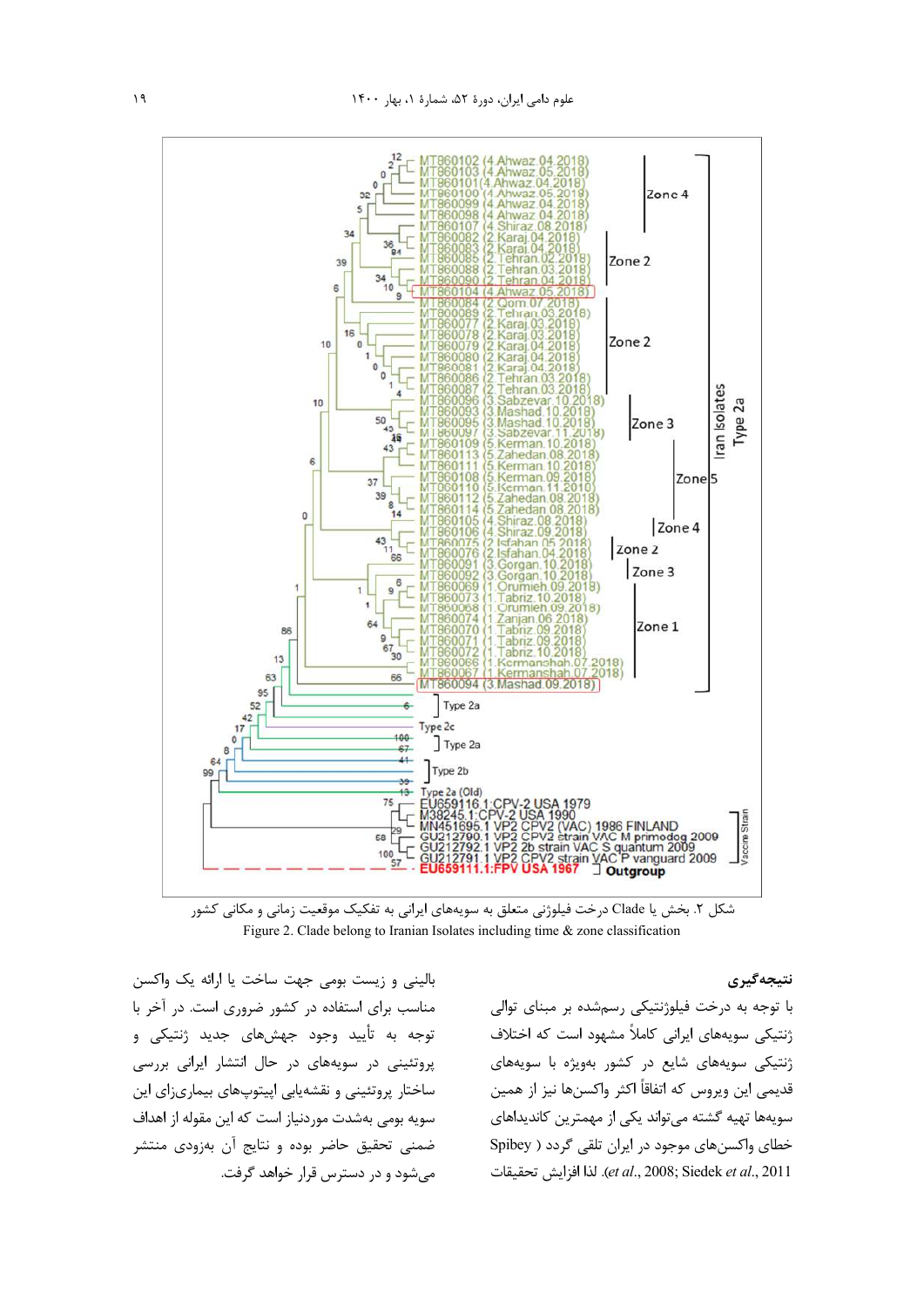شکل ۲. بخش یا Clade درخت فیلوژنی متعلق به سویه‌های ایرانی به تفکیک موقعیت زمانی و مکانی کشور

Figure 2. Clade belong to Iranian Isolates including time & zone classification

## نتیجه‌گیری

با توجه به درخت فیلوژنتیکی رسم‌شده بر مبنای توالی ژنتیکی سویه‌های ایرانی کاملاً مشهود است که اختلاف ژنتیکی سویه‌های شایع در کشور بویژه با سویه‌های قدیمی این ویروس که اتفاقاً اکثر واکسن‌ها نیز از همین سویه‌ها تهیه گشته می‌تواند یکی از مهمترین کاندیداهای خطای واکسن‌های موجود در ایران تلقی گردد (Spibey *et al*., 2008; Siedek *et al*., 2011). لذا افزایش تحقیقات بالینی و زیست بومی جهت ساخت یا ارائه یک واکسن مناسب برای استفاده در کشور ضروری است. در آخر با توجه به تأیید وجود جهش‌های جدید ژنتیکی و پروتئینی در سویه‌های در حال انتشار ایرانی بررسی ساختار پروتئینی و نقشه‌یابی اپیتوپ‌های بیماری‌زای این سویه بومی به‌شدت موردنیاز است که این مقوله از اهداف ضمنی تحقیق حاضر بوده و نتایج آن به‌زودی منتشر می‌شود و در دسترس قرار خواهد گرفت.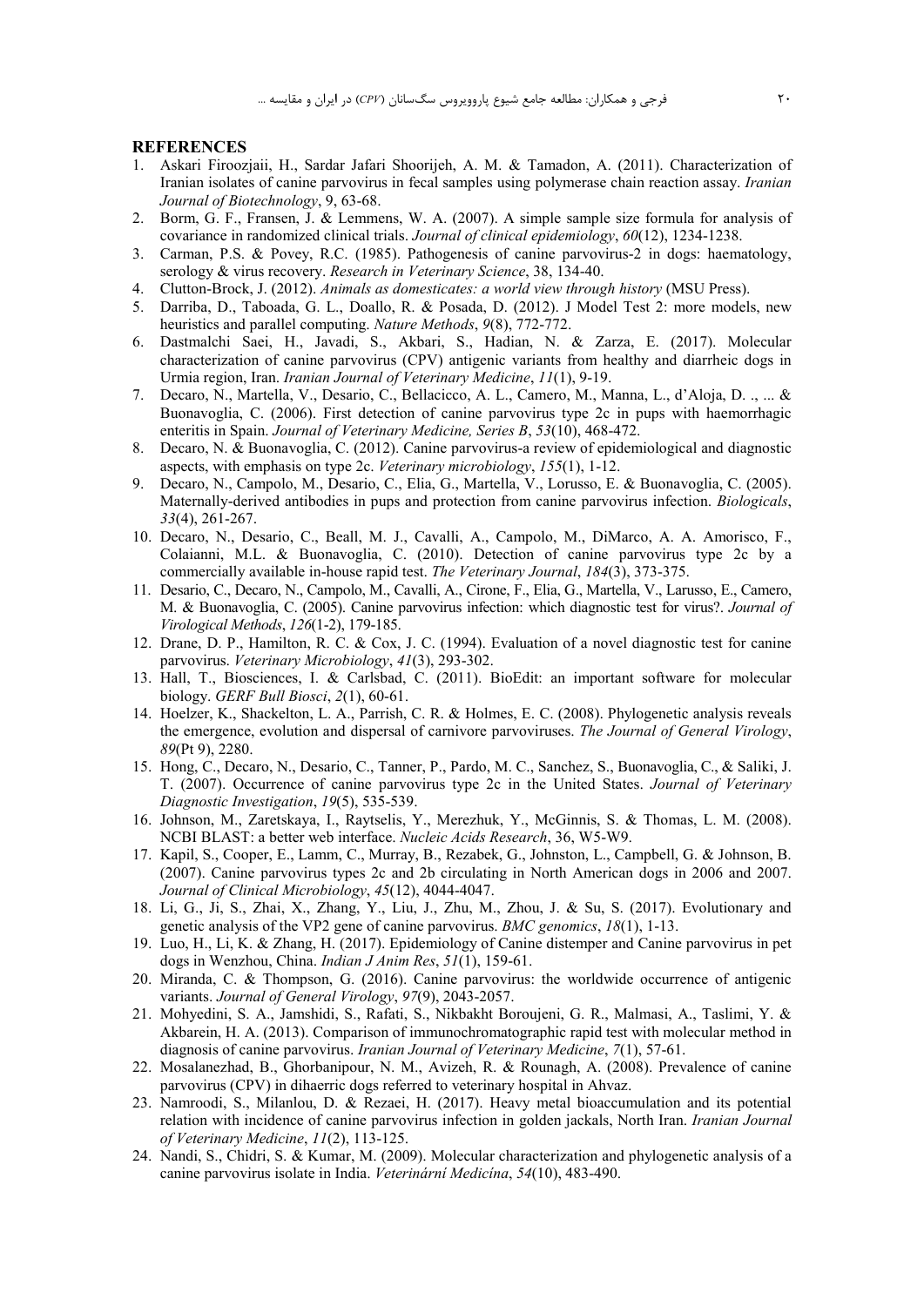## REFERENCES

1. Askari Firoozjaii, H., Sardar Jafari Shoorijeh, A. M. & Tamadon, A. (2011). Characterization of Iranian isolates of canine parvovirus in fecal samples using polymerase chain reaction assay. *Iranian Journal of Biotechnology*, 9, 63-68.
2. Borm, G. F., Fransen, J. & Lemmens, W. A. (2007). A simple sample size formula for analysis of covariance in randomized clinical trials. *Journal of clinical epidemiology*, *60*(12), 1234-1238.
3. Carman, P.S. & Povey, R.C. (1985). Pathogenesis of canine parvovirus-2 in dogs: haematology, serology & virus recovery. *Research in Veterinary Science*, 38, 134-40.
4. Clutton-Brock, J. (2012). *Animals as domesticates: a world view through history* (MSU Press).
5. Darriba, D., Taboada, G. L., Doallo, R. & Posada, D. (2012). J Model Test 2: more models, new heuristics and parallel computing. *Nature Methods*, *9*(8), 772-772.
6. Dastmalchi Saei, H., Javadi, S., Akbari, S., Hadian, N. & Zarza, E. (2017). Molecular characterization of canine parvovirus (CPV) antigenic variants from healthy and diarrheic dogs in Urmia region, Iran. *Iranian Journal of Veterinary Medicine*, *11*(1), 9-19.
7. Decaro, N., Martella, V., Desario, C., Bellacicco, A. L., Camero, M., Manna, L., d'Aloja, D. ., ... & Buonavoglia, C. (2006). First detection of canine parvovirus type 2c in pups with haemorrhagic enteritis in Spain. *Journal of Veterinary Medicine, Series B*, *53*(10), 468-472.
8. Decaro, N. & Buonavoglia, C. (2012). Canine parvovirus-a review of epidemiological and diagnostic aspects, with emphasis on type 2c. *Veterinary microbiology*, *155*(1), 1-12.
9. Decaro, N., Campolo, M., Desario, C., Elia, G., Martella, V., Lorusso, E. & Buonavoglia, C. (2005). Maternally-derived antibodies in pups and protection from canine parvovirus infection. *Biologicals*, *33*(4), 261-267.
10. Decaro, N., Desario, C., Beall, M. J., Cavalli, A., Campolo, M., DiMarco, A. A. Amorisco, F., Colaianni, M.L. & Buonavoglia, C. (2010). Detection of canine parvovirus type 2c by a commercially available in-house rapid test. *The Veterinary Journal*, *184*(3), 373-375.
11. Desario, C., Decaro, N., Campolo, M., Cavalli, A., Cirone, F., Elia, G., Martella, V., Larusso, E., Camero, M. & Buonavoglia, C. (2005). Canine parvovirus infection: which diagnostic test for virus?. *Journal of Virological Methods*, *126*(1-2), 179-185.
12. Drane, D. P., Hamilton, R. C. & Cox, J. C. (1994). Evaluation of a novel diagnostic test for canine parvovirus. *Veterinary Microbiology*, *41*(3), 293-302.
13. Hall, T., Biosciences, I. & Carlsbad, C. (2011). BioEdit: an important software for molecular biology. *GERF Bull Biosci*, *2*(1), 60-61.
14. Hoelzer, K., Shackelton, L. A., Parrish, C. R. & Holmes, E. C. (2008). Phylogenetic analysis reveals the emergence, evolution and dispersal of carnivore parvoviruses. *The Journal of General Virology*, *89*(Pt 9), 2280.
15. Hong, C., Decaro, N., Desario, C., Tanner, P., Pardo, M. C., Sanchez, S., Buonavoglia, C., & Saliki, J. T. (2007). Occurrence of canine parvovirus type 2c in the United States. *Journal of Veterinary Diagnostic Investigation*, *19*(5), 535-539.
16. Johnson, M., Zaretskaya, I., Raytselis, Y., Merezhuk, Y., McGinnis, S. & Thomas, L. M. (2008). NCBI BLAST: a better web interface. *Nucleic Acids Research*, 36, W5-W9.
17. Kapil, S., Cooper, E., Lamm, C., Murray, B., Rezabek, G., Johnston, L., Campbell, G. & Johnson, B. (2007). Canine parvovirus types 2c and 2b circulating in North American dogs in 2006 and 2007. *Journal of Clinical Microbiology*, *45*(12), 4044-4047.
18. Li, G., Ji, S., Zhai, X., Zhang, Y., Liu, J., Zhu, M., Zhou, J. & Su, S. (2017). Evolutionary and genetic analysis of the VP2 gene of canine parvovirus. *BMC genomics*, *18*(1), 1-13.
19. Luo, H., Li, K. & Zhang, H. (2017). Epidemiology of Canine distemper and Canine parvovirus in pet dogs in Wenzhou, China. *Indian J Anim Res*, *51*(1), 159-61.
20. Miranda, C. & Thompson, G. (2016). Canine parvovirus: the worldwide occurrence of antigenic variants. *Journal of General Virology*, *97*(9), 2043-2057.
21. Mohyedini, S. A., Jamshidi, S., Rafati, S., Nikbakht Boroujeni, G. R., Malmasi, A., Taslimi, Y. & Akbarein, H. A. (2013). Comparison of immunochromatographic rapid test with molecular method in diagnosis of canine parvovirus. *Iranian Journal of Veterinary Medicine*, *7*(1), 57-61.
22. Mosalanezhad, B., Ghorbanipour, N. M., Avizeh, R. & Rounagh, A. (2008). Prevalence of canine parvovirus (CPV) in dihaerric dogs referred to veterinary hospital in Ahvaz.
23. Namroodi, S., Milanlou, D. & Rezaei, H. (2017). Heavy metal bioaccumulation and its potential relation with incidence of canine parvovirus infection in golden jackals, North Iran. *Iranian Journal of Veterinary Medicine*, *11*(2), 113-125.
24. Nandi, S., Chidri, S. & Kumar, M. (2009). Molecular characterization and phylogenetic analysis of a canine parvovirus isolate in India. *Veterinární Medicína*, *54*(10), 483-490.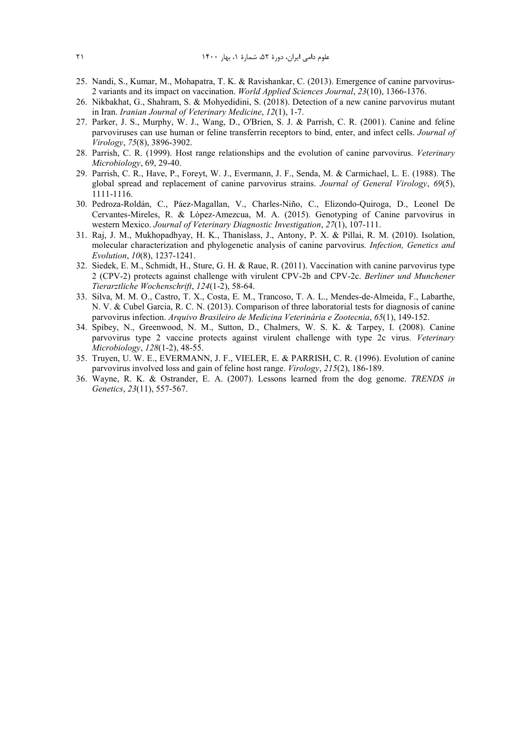25. Nandi, S., Kumar, M., Mohapatra, T. K. & Ravishankar, C. (2013). Emergence of canine parvovirus-2 variants and its impact on vaccination. *World Applied Sciences Journal*, *23*(10), 1366-1376.
26. Nikbakhat, G., Shahram, S. & Mohyedidini, S. (2018). Detection of a new canine parvovirus mutant in Iran. *Iranian Journal of Veterinary Medicine*, *12*(1), 1-7.
27. Parker, J. S., Murphy, W. J., Wang, D., O'Brien, S. J. & Parrish, C. R. (2001). Canine and feline parvoviruses can use human or feline transferrin receptors to bind, enter, and infect cells. *Journal of Virology*, *75*(8), 3896-3902.
28. Parrish, C. R. (1999). Host range relationships and the evolution of canine parvovirus. *Veterinary Microbiology*, 69, 29-40.
29. Parrish, C. R., Have, P., Foreyt, W. J., Evermann, J. F., Senda, M. & Carmichael, L. E. (1988). The global spread and replacement of canine parvovirus strains. *Journal of General Virology*, *69*(5), 1111-1116.
30. Pedroza-Roldán, C., Páez-Magallan, V., Charles-Niño, C., Elizondo-Quiroga, D., Leonel De Cervantes-Mireles, R. & López-Amezcua, M. A. (2015). Genotyping of Canine parvovirus in western Mexico. *Journal of Veterinary Diagnostic Investigation*, *27*(1), 107-111.
31. Raj, J. M., Mukhopadhyay, H. K., Thanislass, J., Antony, P. X. & Pillai, R. M. (2010). Isolation, molecular characterization and phylogenetic analysis of canine parvovirus. *Infection, Genetics and Evolution*, *10*(8), 1237-1241.
32. Siedek, E. M., Schmidt, H., Sture, G. H. & Raue, R. (2011). Vaccination with canine parvovirus type 2 (CPV-2) protects against challenge with virulent CPV-2b and CPV-2c. *Berliner und Munchener Tierarztliche Wochenschrift*, *124*(1-2), 58-64.
33. Silva, M. M. O., Castro, T. X., Costa, E. M., Trancoso, T. A. L., Mendes-de-Almeida, F., Labarthe, N. V. & Cubel Garcia, R. C. N. (2013). Comparison of three laboratorial tests for diagnosis of canine parvovirus infection. *Arquivo Brasileiro de Medicina Veterinária e Zootecnia*, *65*(1), 149-152.
34. Spibey, N., Greenwood, N. M., Sutton, D., Chalmers, W. S. K. & Tarpey, I. (2008). Canine parvovirus type 2 vaccine protects against virulent challenge with type 2c virus. *Veterinary Microbiology*, *128*(1-2), 48-55.
35. Truyen, U. W. E., EVERMANN, J. F., VIELER, E. & PARRISH, C. R. (1996). Evolution of canine parvovirus involved loss and gain of feline host range. *Virology*, *215*(2), 186-189.
36. Wayne, R. K. & Ostrander, E. A. (2007). Lessons learned from the dog genome. *TRENDS in Genetics*, *23*(11), 557-567.